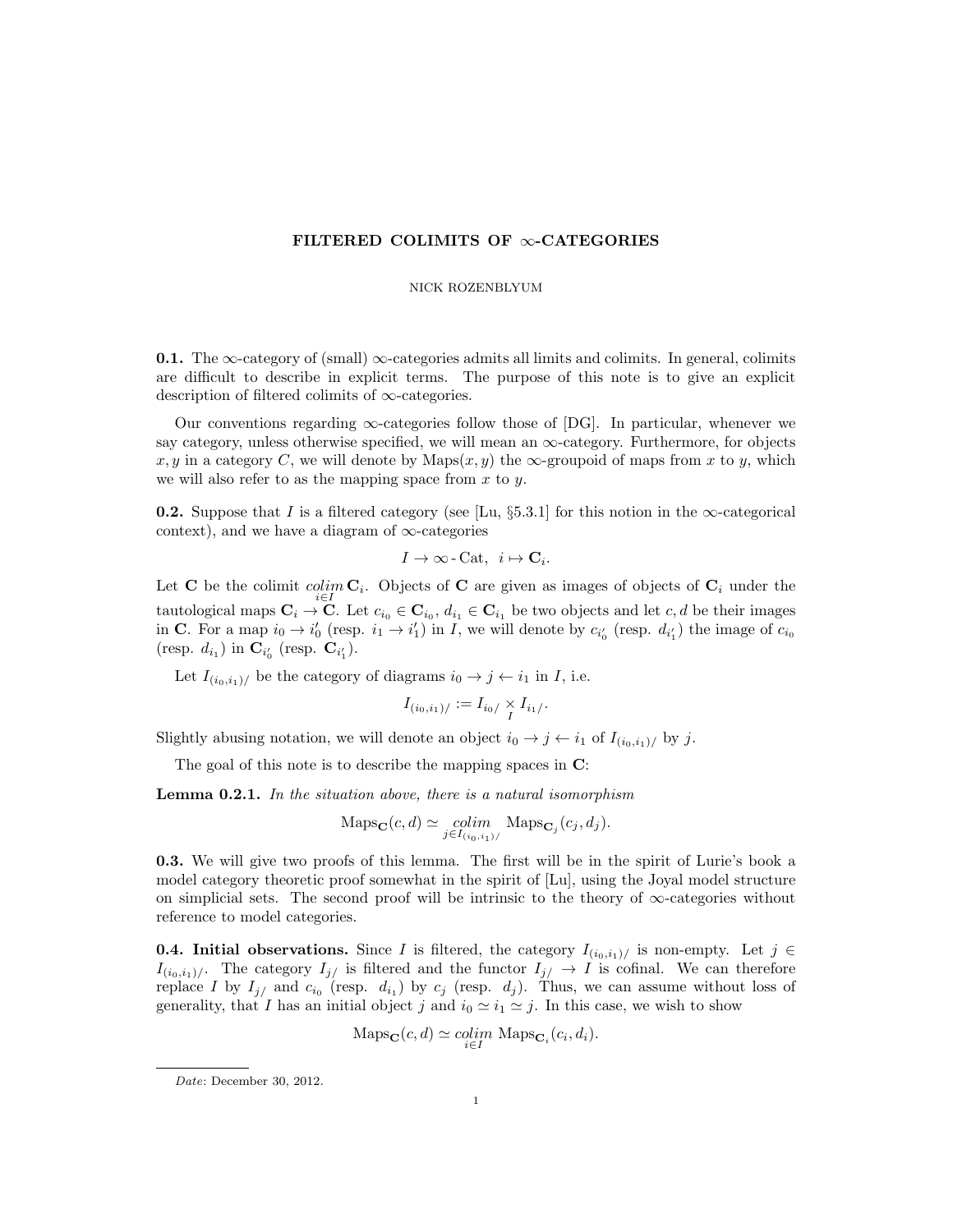# FILTERED COLIMITS OF $\infty$-CATEGORIES

NICK ROZENBLYUM

**0.1.** The $\infty$-category of (small) $\infty$-categories admits all limits and colimits. In general, colimits are difficult to describe in explicit terms. The purpose of this note is to give an explicit description of filtered colimits of $\infty$-categories.

Our conventions regarding $\infty$-categories follow those of [DG]. In particular, whenever we say category, unless otherwise specified, we will mean an $\infty$-category. Furthermore, for objects $x, y$ in a category $C$, we will denote by $\mathrm{Maps}(x, y)$ the $\infty$-groupoid of maps from $x$ to $y$, which we will also refer to as the mapping space from $x$ to $y$.

**0.2.** Suppose that $I$ is a filtered category (see [Lu, §5.3.1] for this notion in the $\infty$-categorical context), and we have a diagram of $\infty$-categories

$$I \to \infty\text{-}\mathrm{Cat}, \;\; i \mapsto \mathbf{C}_i.$$

Let $\mathbf{C}$ be the colimit $\underset{i \in I}{colim}\, \mathbf{C}_i$. Objects of $\mathbf{C}$ are given as images of objects of $\mathbf{C}_i$ under the tautological maps $\mathbf{C}_i \to \mathbf{C}$. Let $c_{i_0} \in \mathbf{C}_{i_0}$, $d_{i_1} \in \mathbf{C}_{i_1}$ be two objects and let $c, d$ be their images in $\mathbf{C}$. For a map $i_0 \to i_0'$ (resp. $i_1 \to i_1'$) in $I$, we will denote by $c_{i_0'}$ (resp. $d_{i_1'}$) the image of $c_{i_0}$ (resp. $d_{i_1}$) in $\mathbf{C}_{i_0'}$ (resp. $\mathbf{C}_{i_1'}$).

Let $I_{(i_0,i_1)/}$ be the category of diagrams $i_0 \to j \leftarrow i_1$ in $I$, i.e.

$$I_{(i_0,i_1)/} := I_{i_0/} \underset{I}{\times} I_{i_1/}.$$

Slightly abusing notation, we will denote an object $i_0 \to j \leftarrow i_1$ of $I_{(i_0,i_1)/}$ by $j$.

The goal of this note is to describe the mapping spaces in $\mathbf{C}$:

**Lemma 0.2.1.** *In the situation above, there is a natural isomorphism*

$$\mathrm{Maps}_{\mathbf{C}}(c, d) \simeq \underset{j \in I_{(i_0,i_1)/}}{colim}\, \mathrm{Maps}_{\mathbf{C}_j}(c_j, d_j).$$

**0.3.** We will give two proofs of this lemma. The first will be in the spirit of Lurie's book a model category theoretic proof somewhat in the spirit of [Lu], using the Joyal model structure on simplicial sets. The second proof will be intrinsic to the theory of $\infty$-categories without reference to model categories.

**0.4. Initial observations.** Since $I$ is filtered, the category $I_{(i_0,i_1)/}$ is non-empty. Let $j \in I_{(i_0,i_1)/}$. The category $I_{j/}$ is filtered and the functor $I_{j/} \to I$ is cofinal. We can therefore replace $I$ by $I_{j/}$ and $c_{i_0}$ (resp. $d_{i_1}$) by $c_j$ (resp. $d_j$). Thus, we can assume without loss of generality, that $I$ has an initial object $j$ and $i_0 \simeq i_1 \simeq j$. In this case, we wish to show

$$\mathrm{Maps}_{\mathbf{C}}(c, d) \simeq \underset{i \in I}{colim}\, \mathrm{Maps}_{\mathbf{C}_i}(c_i, d_i).$$

---

*Date*: December 30, 2012.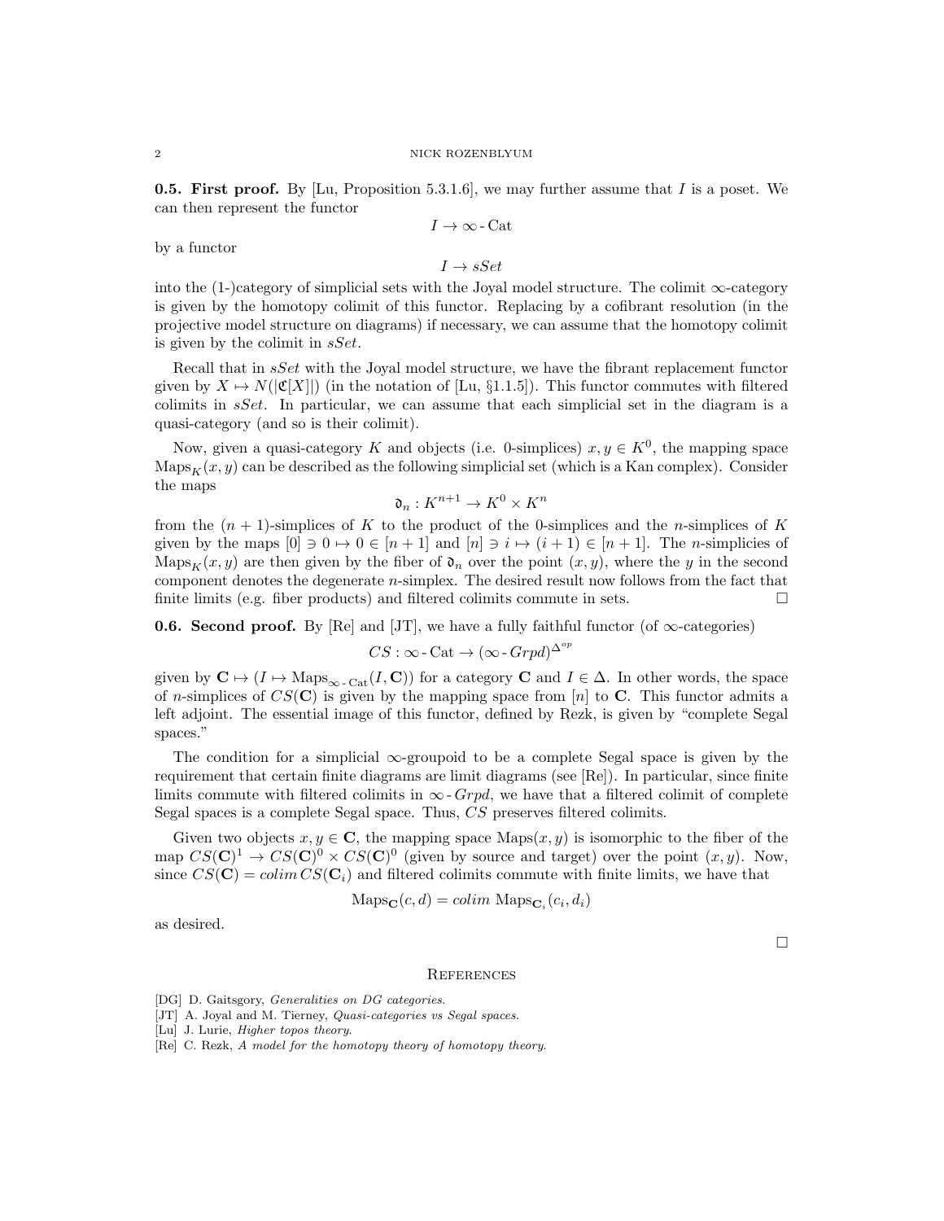**0.5. First proof.** By [Lu, Proposition 5.3.1.6], we may further assume that $I$ is a poset. We can then represent the functor

$$I \to \infty\text{-}\mathrm{Cat}$$

by a functor

$$I \to sSet$$

into the (1-)category of simplicial sets with the Joyal model structure. The colimit $\infty$-category is given by the homotopy colimit of this functor. Replacing by a cofibrant resolution (in the projective model structure on diagrams) if necessary, we can assume that the homotopy colimit is given by the colimit in $sSet$.

Recall that in $sSet$ with the Joyal model structure, we have the fibrant replacement functor given by $X \mapsto N(|\mathfrak{C}[X]|)$ (in the notation of [Lu, §1.1.5]). This functor commutes with filtered colimits in $sSet$. In particular, we can assume that each simplicial set in the diagram is a quasi-category (and so is their colimit).

Now, given a quasi-category $K$ and objects (i.e. 0-simplices) $x, y \in K^0$, the mapping space $\mathrm{Maps}_K(x, y)$ can be described as the following simplicial set (which is a Kan complex). Consider the maps

$$\mathfrak{d}_n : K^{n+1} \to K^0 \times K^n$$

from the $(n+1)$-simplices of $K$ to the product of the 0-simplices and the $n$-simplices of $K$ given by the maps $[0] \ni 0 \mapsto 0 \in [n+1]$ and $[n] \ni i \mapsto (i+1) \in [n+1]$. The $n$-simplicies of $\mathrm{Maps}_K(x, y)$ are then given by the fiber of $\mathfrak{d}_n$ over the point $(x, y)$, where the $y$ in the second component denotes the degenerate $n$-simplex. The desired result now follows from the fact that finite limits (e.g. fiber products) and filtered colimits commute in sets. □

**0.6. Second proof.** By [Re] and [JT], we have a fully faithful functor (of $\infty$-categories)

$$CS : \infty\text{-}\mathrm{Cat} \to (\infty\text{-}Grpd)^{\Delta^{op}}$$

given by $\mathbf{C} \mapsto (I \mapsto \mathrm{Maps}_{\infty\text{-}\mathrm{Cat}}(I, \mathbf{C}))$ for a category $\mathbf{C}$ and $I \in \Delta$. In other words, the space of $n$-simplices of $CS(\mathbf{C})$ is given by the mapping space from $[n]$ to $\mathbf{C}$. This functor admits a left adjoint. The essential image of this functor, defined by Rezk, is given by "complete Segal spaces."

The condition for a simplicial $\infty$-groupoid to be a complete Segal space is given by the requirement that certain finite diagrams are limit diagrams (see [Re]). In particular, since finite limits commute with filtered colimits in $\infty\text{-}Grpd$, we have that a filtered colimit of complete Segal spaces is a complete Segal space. Thus, $CS$ preserves filtered colimits.

Given two objects $x, y \in \mathbf{C}$, the mapping space $\mathrm{Maps}(x, y)$ is isomorphic to the fiber of the map $CS(\mathbf{C})^1 \to CS(\mathbf{C})^0 \times CS(\mathbf{C})^0$ (given by source and target) over the point $(x, y)$. Now, since $CS(\mathbf{C}) = colim\, CS(\mathbf{C}_i)$ and filtered colimits commute with finite limits, we have that

$$\mathrm{Maps}_{\mathbf{C}}(c, d) = colim\ \mathrm{Maps}_{\mathbf{C}_i}(c_i, d_i)$$

as desired.

□

## References

[DG] D. Gaitsgory, *Generalities on DG categories.*

[JT] A. Joyal and M. Tierney, *Quasi-categories vs Segal spaces.*

[Lu] J. Lurie, *Higher topos theory.*

[Re] C. Rezk, *A model for the homotopy theory of homotopy theory.*